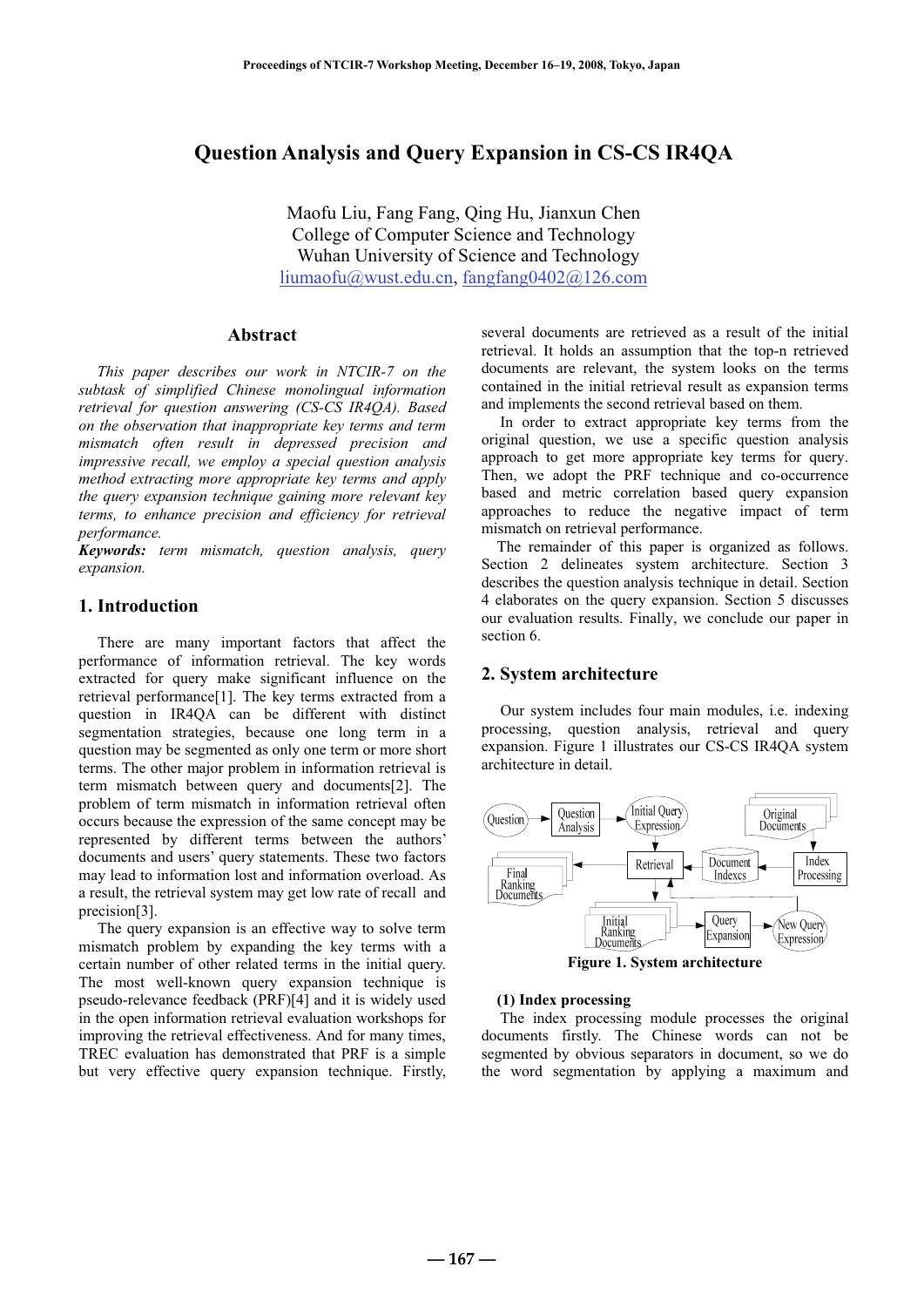# Question Analysis and Query Expansion in CS-CS IR4QA

Maofu Liu, Fang Fang, Qing Hu, Jianxun Chen
College of Computer Science and Technology
Wuhan University of Science and Technology
liumaofu@wust.edu.cn, fangfang0402@126.com

## Abstract

*This paper describes our work in NTCIR-7 on the subtask of simplified Chinese monolingual information retrieval for question answering (CS-CS IR4QA). Based on the observation that inappropriate key terms and term mismatch often result in depressed precision and impressive recall, we employ a special question analysis method extracting more appropriate key terms and apply the query expansion technique gaining more relevant key terms, to enhance precision and efficiency for retrieval performance.*

***Keywords:*** *term mismatch, question analysis, query expansion.*

## 1. Introduction

There are many important factors that affect the performance of information retrieval. The key words extracted for query make significant influence on the retrieval performance[1]. The key terms extracted from a question in IR4QA can be different with distinct segmentation strategies, because one long term in a question may be segmented as only one term or more short terms. The other major problem in information retrieval is term mismatch between query and documents[2]. The problem of term mismatch in information retrieval often occurs because the expression of the same concept may be represented by different terms between the authors' documents and users' query statements. These two factors may lead to information lost and information overload. As a result, the retrieval system may get low rate of recall and precision[3].

The query expansion is an effective way to solve term mismatch problem by expanding the key terms with a certain number of other related terms in the initial query. The most well-known query expansion technique is pseudo-relevance feedback (PRF)[4] and it is widely used in the open information retrieval evaluation workshops for improving the retrieval effectiveness. And for many times, TREC evaluation has demonstrated that PRF is a simple but very effective query expansion technique. Firstly, several documents are retrieved as a result of the initial retrieval. It holds an assumption that the top-n retrieved documents are relevant, the system looks on the terms contained in the initial retrieval result as expansion terms and implements the second retrieval based on them.

In order to extract appropriate key terms from the original question, we use a specific question analysis approach to get more appropriate key terms for query. Then, we adopt the PRF technique and co-occurrence based and metric correlation based query expansion approaches to reduce the negative impact of term mismatch on retrieval performance.

The remainder of this paper is organized as follows. Section 2 delineates system architecture. Section 3 describes the question analysis technique in detail. Section 4 elaborates on the query expansion. Section 5 discusses our evaluation results. Finally, we conclude our paper in section 6.

## 2. System architecture

Our system includes four main modules, i.e. indexing processing, question analysis, retrieval and query expansion. Figure 1 illustrates our CS-CS IR4QA system architecture in detail.

**Figure 1. System architecture**

**(1) Index processing**

The index processing module processes the original documents firstly. The Chinese words can not be segmented by obvious separators in document, so we do the word segmentation by applying a maximum and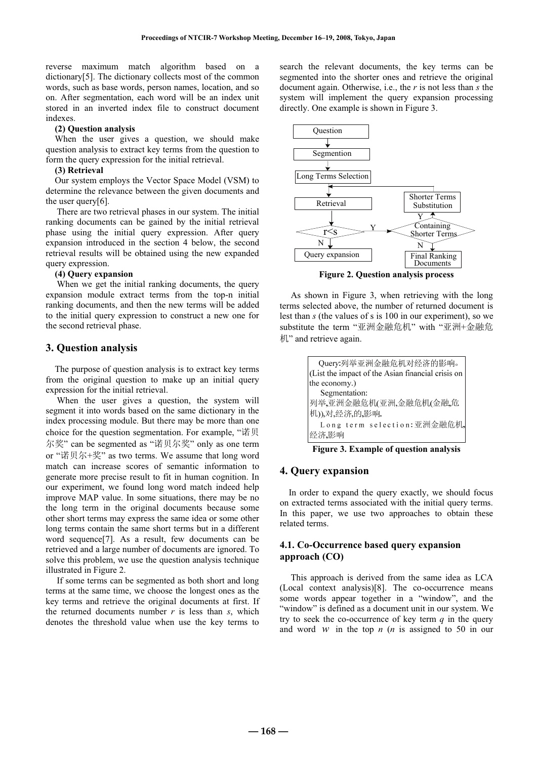reverse maximum match algorithm based on a dictionary[5]. The dictionary collects most of the common words, such as base words, person names, location, and so on. After segmentation, each word will be an index unit stored in an inverted index file to construct document indexes.

**(2) Question analysis**

When the user gives a question, we should make question analysis to extract key terms from the question to form the query expression for the initial retrieval.

**(3) Retrieval**

Our system employs the Vector Space Model (VSM) to determine the relevance between the given documents and the user query[6].

There are two retrieval phases in our system. The initial ranking documents can be gained by the initial retrieval phase using the initial query expression. After query expansion introduced in the section 4 below, the second retrieval results will be obtained using the new expanded query expression.

**(4) Query expansion**

When we get the initial ranking documents, the query expansion module extract terms from the top-n initial ranking documents, and then the new terms will be added to the initial query expression to construct a new one for the second retrieval phase.

## 3. Question analysis

The purpose of question analysis is to extract key terms from the original question to make up an initial query expression for the initial retrieval.

When the user gives a question, the system will segment it into words based on the same dictionary in the index processing module. But there may be more than one choice for the question segmentation. For example, "诺贝尔奖" can be segmented as "诺贝尔奖" only as one term or "诺贝尔+奖" as two terms. We assume that long word match can increase scores of semantic information to generate more precise result to fit in human cognition. In our experiment, we found long word match indeed help improve MAP value. In some situations, there may be no the long term in the original documents because some other short terms may express the same idea or some other long terms contain the same short terms but in a different word sequence[7]. As a result, few documents can be retrieved and a large number of documents are ignored. To solve this problem, we use the question analysis technique illustrated in Figure 2.

If some terms can be segmented as both short and long terms at the same time, we choose the longest ones as the key terms and retrieve the original documents at first. If the returned documents number $r$ is less than $s$, which denotes the threshold value when use the key terms to search the relevant documents, the key terms can be segmented into the shorter ones and retrieve the original document again. Otherwise, i.e., the $r$ is not less than $s$ the system will implement the query expansion processing directly. One example is shown in Figure 3.

Question → Segmention → Long Terms Selection → Retrieval → $r<s$ (N → Query expansion; Y → Containing Shorter Terms (Y → Shorter Terms Substitution → Retrieval; N → Final Ranking Documents))

**Figure 2. Question analysis process**

As shown in Figure 3, when retrieving with the long terms selected above, the number of returned document is lest than $s$ (the values of s is 100 in our experiment), so we substitute the term "亚洲金融危机" with "亚洲+金融危机" and retrieve again.

Query:列举亚洲金融危机对经济的影响。
(List the impact of the Asian financial crisis on the economy.)
Segmentation:
列举,亚洲金融危机(亚洲,金融危机(金融,危机)),对,经济,的,影响.
Long term selection:亚洲金融危机,经济,影响

**Figure 3. Example of question analysis**

## 4. Query expansion

In order to expand the query exactly, we should focus on extracted terms associated with the initial query terms. In this paper, we use two approaches to obtain these related terms.

### 4.1. Co-Occurrence based query expansion approach (CO)

This approach is derived from the same idea as LCA (Local context analysis)[8]. The co-occurrence means some words appear together in a "window", and the "window" is defined as a document unit in our system. We try to seek the co-occurrence of key term $q$ in the query and word $w$ in the top $n$ ($n$ is assigned to 50 in our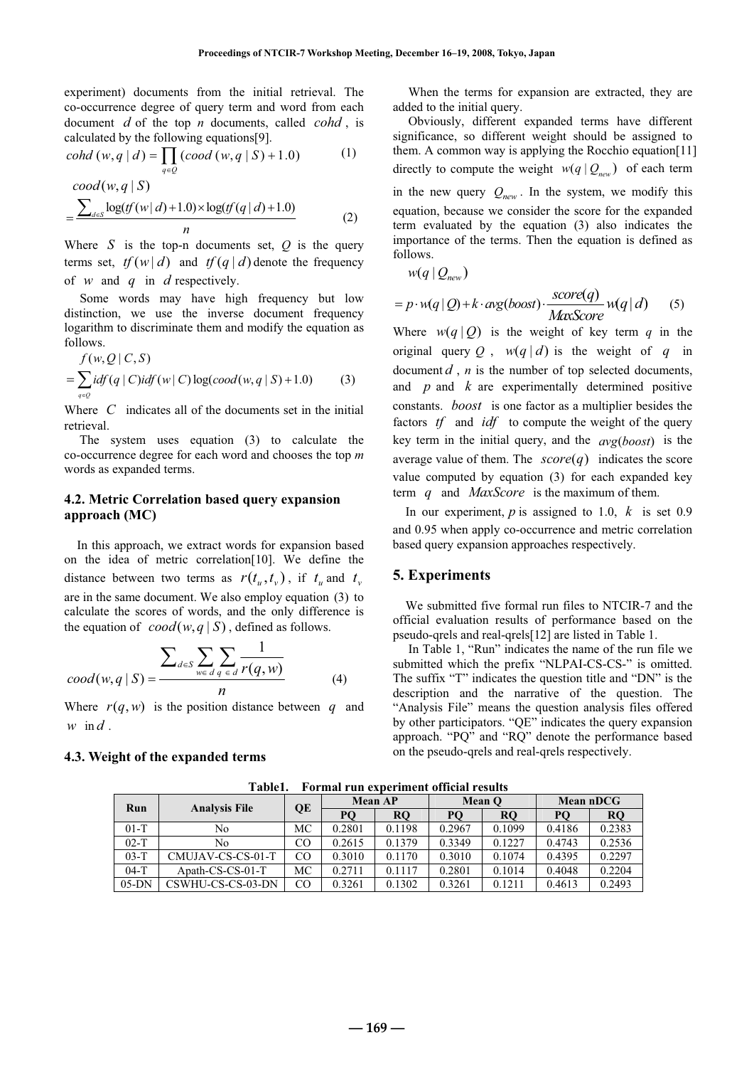experiment) documents from the initial retrieval. The co-occurrence degree of query term and word from each document $d$ of the top $n$ documents, called $cohd$, is calculated by the following equations[9].

$$cohd(w, q \mid d) = \prod_{q \in Q} (cood(w, q \mid S) + 1.0) \tag{1}$$

$$cood(w, q \mid S) = \frac{\sum_{d \in S} \log(tf(w \mid d) + 1.0) \times \log(tf(q \mid d) + 1.0)}{n} \tag{2}$$

Where $S$ is the top-n documents set, $Q$ is the query terms set, $tf(w \mid d)$ and $tf(q \mid d)$ denote the frequency of $w$ and $q$ in $d$ respectively.

Some words may have high frequency but low distinction, we use the inverse document frequency logarithm to discriminate them and modify the equation as follows.

$$f(w, Q \mid C, S) = \sum_{q \in Q} idf(q \mid C) idf(w \mid C) \log(cood(w, q \mid S) + 1.0) \tag{3}$$

Where $C$ indicates all of the documents set in the initial retrieval.

The system uses equation (3) to calculate the co-occurrence degree for each word and chooses the top $m$ words as expanded terms.

### 4.2. Metric Correlation based query expansion approach (MC)

In this approach, we extract words for expansion based on the idea of metric correlation[10]. We define the distance between two terms as $r(t_u, t_v)$, if $t_u$ and $t_v$ are in the same document. We also employ equation (3) to calculate the scores of words, and the only difference is the equation of $cood(w, q \mid S)$, defined as follows.

$$cood(w, q \mid S) = \frac{\sum_{d \in S} \sum_{w \in d} \sum_{q \in d} \frac{1}{r(q, w)}}{n} \tag{4}$$

Where $r(q, w)$ is the position distance between $q$ and $w$ in $d$.

### 4.3. Weight of the expanded terms

When the terms for expansion are extracted, they are added to the initial query.

Obviously, different expanded terms have different significance, so different weight should be assigned to them. A common way is applying the Rocchio equation[11] directly to compute the weight $w(q \mid Q_{new})$ of each term in the new query $Q_{new}$. In the system, we modify this equation, because we consider the score for the expanded term evaluated by the equation (3) also indicates the importance of the terms. Then the equation is defined as follows.

$$w(q \mid Q_{new}) = p \cdot w(q \mid Q) + k \cdot avg(boost) \cdot \frac{score(q)}{MaxScore} w(q \mid d) \tag{5}$$

Where $w(q \mid Q)$ is the weight of key term $q$ in the original query $Q$, $w(q \mid d)$ is the weight of $q$ in document $d$, $n$ is the number of top selected documents, and $p$ and $k$ are experimentally determined positive constants. $boost$ is one factor as a multiplier besides the factors $tf$ and $idf$ to compute the weight of the query key term in the initial query, and the $avg(boost)$ is the average value of them. The $score(q)$ indicates the score value computed by equation (3) for each expanded key term $q$ and $MaxScore$ is the maximum of them.

In our experiment, $p$ is assigned to 1.0, $k$ is set 0.9 and 0.95 when apply co-occurrence and metric correlation based query expansion approaches respectively.

## 5. Experiments

We submitted five formal run files to NTCIR-7 and the official evaluation results of performance based on the pseudo-qrels and real-qrels[12] are listed in Table 1.

In Table 1, "Run" indicates the name of the run file we submitted which the prefix "NLPAI-CS-CS-" is omitted. The suffix "T" indicates the question title and "DN" is the description and the narrative of the question. The "Analysis File" means the question analysis files offered by other participators. "QE" indicates the query expansion approach. "PQ" and "RQ" denote the performance based on the pseudo-qrels and real-qrels respectively.

**Table1. Formal run experiment official results**

| Run | Analysis File | QE | Mean AP | | Mean Q | | Mean nDCG | |
|---|---|---|---|---|---|---|---|---|
| | | | PQ | RQ | PQ | RQ | PQ | RQ |
| 01-T | No | MC | 0.2801 | 0.1198 | 0.2967 | 0.1099 | 0.4186 | 0.2383 |
| 02-T | No | CO | 0.2615 | 0.1379 | 0.3349 | 0.1227 | 0.4743 | 0.2536 |
| 03-T | CMUJAV-CS-CS-01-T | CO | 0.3010 | 0.1170 | 0.3010 | 0.1074 | 0.4395 | 0.2297 |
| 04-T | Apath-CS-CS-01-T | MC | 0.2711 | 0.1117 | 0.2801 | 0.1014 | 0.4048 | 0.2204 |
| 05-DN | CSWHU-CS-CS-03-DN | CO | 0.3261 | 0.1302 | 0.3261 | 0.1211 | 0.4613 | 0.2493 |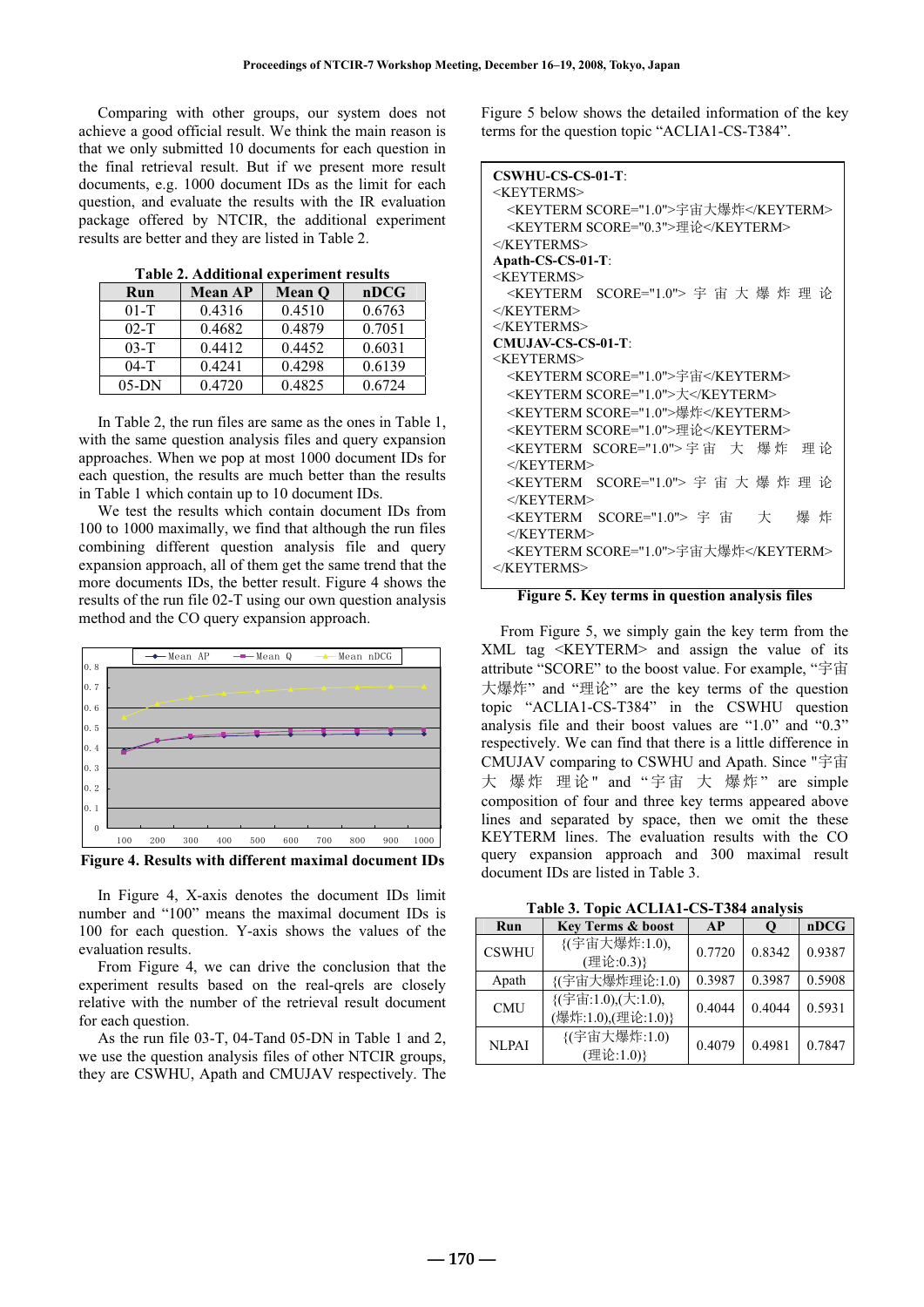Comparing with other groups, our system does not achieve a good official result. We think the main reason is that we only submitted 10 documents for each question in the final retrieval result. But if we present more result documents, e.g. 1000 document IDs as the limit for each question, and evaluate the results with the IR evaluation package offered by NTCIR, the additional experiment results are better and they are listed in Table 2.

**Table 2. Additional experiment results**

| Run | Mean AP | Mean Q | nDCG |
|---|---|---|---|
| 01-T | 0.4316 | 0.4510 | 0.6763 |
| 02-T | 0.4682 | 0.4879 | 0.7051 |
| 03-T | 0.4412 | 0.4452 | 0.6031 |
| 04-T | 0.4241 | 0.4298 | 0.6139 |
| 05-DN | 0.4720 | 0.4825 | 0.6724 |

In Table 2, the run files are same as the ones in Table 1, with the same question analysis files and query expansion approaches. When we pop at most 1000 document IDs for each question, the results are much better than the results in Table 1 which contain up to 10 document IDs.

We test the results which contain document IDs from 100 to 1000 maximally, we find that although the run files combining different question analysis file and query expansion approach, all of them get the same trend that the more documents IDs, the better result. Figure 4 shows the results of the run file 02-T using our own question analysis method and the CO query expansion approach.

**Figure 4. Results with different maximal document IDs**

In Figure 4, X-axis denotes the document IDs limit number and "100" means the maximal document IDs is 100 for each question. Y-axis shows the values of the evaluation results.

From Figure 4, we can drive the conclusion that the experiment results based on the real-qrels are closely relative with the number of the retrieval result document for each question.

As the run file 03-T, 04-Tand 05-DN in Table 1 and 2, we use the question analysis files of other NTCIR groups, they are CSWHU, Apath and CMUJAV respectively. The Figure 5 below shows the detailed information of the key terms for the question topic "ACLIA1-CS-T384".

```
CSWHU-CS-CS-01-T:
<KEYTERMS>
  <KEYTERM SCORE="1.0">宇宙大爆炸</KEYTERM>
  <KEYTERM SCORE="0.3">理论</KEYTERM>
</KEYTERMS>
Apath-CS-CS-01-T:
<KEYTERMS>
  <KEYTERM SCORE="1.0"> 宇 宙 大 爆 炸 理 论
</KEYTERM>
</KEYTERMS>
CMUJAV-CS-CS-01-T:
<KEYTERMS>
  <KEYTERM SCORE="1.0">宇宙</KEYTERM>
  <KEYTERM SCORE="1.0">大</KEYTERM>
  <KEYTERM SCORE="1.0">爆炸</KEYTERM>
  <KEYTERM SCORE="1.0">理论</KEYTERM>
  <KEYTERM SCORE="1.0">宇宙 大 爆炸 理论
  </KEYTERM>
  <KEYTERM SCORE="1.0"> 宇 宙 大 爆 炸 理 论
  </KEYTERM>
  <KEYTERM SCORE="1.0"> 宇 宙  大  爆 炸
  </KEYTERM>
  <KEYTERM SCORE="1.0">宇宙大爆炸</KEYTERM>
</KEYTERMS>
```

**Figure 5. Key terms in question analysis files**

From Figure 5, we simply gain the key term from the XML tag <KEYTERM> and assign the value of its attribute "SCORE" to the boost value. For example, "宇宙大爆炸" and "理论" are the key terms of the question topic "ACLIA1-CS-T384" in the CSWHU question analysis file and their boost values are "1.0" and "0.3" respectively. We can find that there is a little difference in CMUJAV comparing to CSWHU and Apath. Since "宇宙 大 爆炸 理论" and "宇宙 大 爆炸" are simple composition of four and three key terms appeared above lines and separated by space, then we omit the these KEYTERM lines. The evaluation results with the CO query expansion approach and 300 maximal result document IDs are listed in Table 3.

**Table 3. Topic ACLIA1-CS-T384 analysis**

| Run | Key Terms & boost | AP | Q | nDCG |
|---|---|---|---|---|
| CSWHU | {(宇宙大爆炸:1.0), (理论:0.3)} | 0.7720 | 0.8342 | 0.9387 |
| Apath | {(宇宙大爆炸理论:1.0) | 0.3987 | 0.3987 | 0.5908 |
| CMU | {(宇宙:1.0),(大:1.0), (爆炸:1.0),(理论:1.0)} | 0.4044 | 0.4044 | 0.5931 |
| NLPAI | {(宇宙大爆炸:1.0) (理论:1.0)} | 0.4079 | 0.4981 | 0.7847 |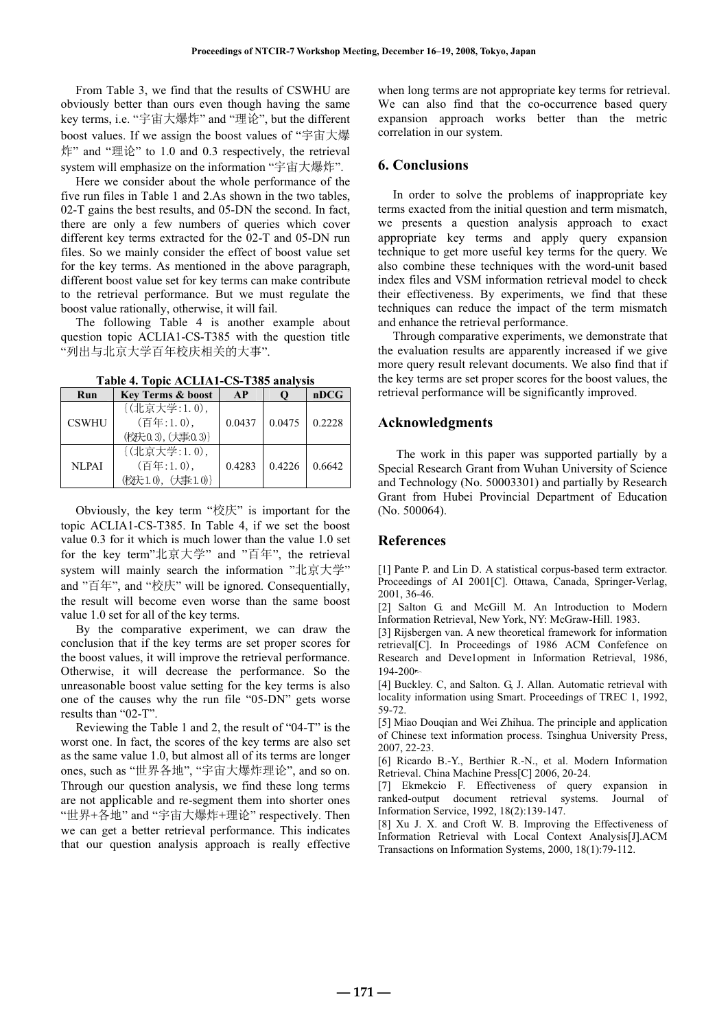From Table 3, we find that the results of CSWHU are obviously better than ours even though having the same key terms, i.e. "宇宙大爆炸" and "理论", but the different boost values. If we assign the boost values of "宇宙大爆炸" and "理论" to 1.0 and 0.3 respectively, the retrieval system will emphasize on the information "宇宙大爆炸".

Here we consider about the whole performance of the five run files in Table 1 and 2.As shown in the two tables, 02-T gains the best results, and 05-DN the second. In fact, there are only a few numbers of queries which cover different key terms extracted for the 02-T and 05-DN run files. So we mainly consider the effect of boost value set for the key terms. As mentioned in the above paragraph, different boost value set for key terms can make contribute to the retrieval performance. But we must regulate the boost value rationally, otherwise, it will fail.

The following Table 4 is another example about question topic ACLIA1-CS-T385 with the question title "列出与北京大学百年校庆相关的大事".

**Table 4. Topic ACLIA1-CS-T385 analysis**

| Run | Key Terms & boost | AP | Q | nDCG |
|---|---|---|---|---|
| CSWHU | {(北京大学:1.0), (百年:1.0), (校庆:0.3), (大事:0.3)} | 0.0437 | 0.0475 | 0.2228 |
| NLPAI | {(北京大学:1.0), (百年:1.0), (校庆:1.0), (大事:1.0)} | 0.4283 | 0.4226 | 0.6642 |

Obviously, the key term "校庆" is important for the topic ACLIA1-CS-T385. In Table 4, if we set the boost value 0.3 for it which is much lower than the value 1.0 set for the key term"北京大学" and "百年", the retrieval system will mainly search the information "北京大学" and "百年", and "校庆" will be ignored. Consequentially, the result will become even worse than the same boost value 1.0 set for all of the key terms.

By the comparative experiment, we can draw the conclusion that if the key terms are set proper scores for the boost values, it will improve the retrieval performance. Otherwise, it will decrease the performance. So the unreasonable boost value setting for the key terms is also one of the causes why the run file "05-DN" gets worse results than "02-T".

Reviewing the Table 1 and 2, the result of "04-T" is the worst one. In fact, the scores of the key terms are also set as the same value 1.0, but almost all of its terms are longer ones, such as "世界各地", "宇宙大爆炸理论", and so on. Through our question analysis, we find these long terms are not applicable and re-segment them into shorter ones "世界+各地" and "宇宙大爆炸+理论" respectively. Then we can get a better retrieval performance. This indicates that our question analysis approach is really effective when long terms are not appropriate key terms for retrieval. We can also find that the co-occurrence based query expansion approach works better than the metric correlation in our system.

## 6. Conclusions

In order to solve the problems of inappropriate key terms exacted from the initial question and term mismatch, we presents a question analysis approach to exact appropriate key terms and apply query expansion technique to get more useful key terms for the query. We also combine these techniques with the word-unit based index files and VSM information retrieval model to check their effectiveness. By experiments, we find that these techniques can reduce the impact of the term mismatch and enhance the retrieval performance.

Through comparative experiments, we demonstrate that the evaluation results are apparently increased if we give more query result relevant documents. We also find that if the key terms are set proper scores for the boost values, the retrieval performance will be significantly improved.

## Acknowledgments

The work in this paper was supported partially by a Special Research Grant from Wuhan University of Science and Technology (No. 50003301) and partially by Research Grant from Hubei Provincial Department of Education (No. 500064).

## References

[1] Pante P. and Lin D. A statistical corpus-based term extractor. Proceedings of AI 2001[C]. Ottawa, Canada, Springer-Verlag, 2001, 36-46.

[2] Salton G. and McGill M. An Introduction to Modern Information Retrieval, New York, NY: McGraw-Hill. 1983.

[3] Rijsbergen van. A new theoretical framework for information retrieval[C]. In Proceedings of 1986 ACM Confefence on Research and Deve1opment in Information Retrieval, 1986, 194-200.

[4] Buckley. C, and Salton. G, J. Allan. Automatic retrieval with locality information using Smart. Proceedings of TREC 1, 1992, 59-72.

[5] Miao Douqian and Wei Zhihua. The principle and application of Chinese text information process. Tsinghua University Press, 2007, 22-23.

[6] Ricardo B.-Y., Berthier R.-N., et al. Modern Information Retrieval. China Machine Press[C] 2006, 20-24.

[7] Ekmekcio F. Effectiveness of query expansion in ranked-output document retrieval systems. Journal of Information Service, 1992, 18(2):139-147.

[8] Xu J. X. and Croft W. B. Improving the Effectiveness of Information Retrieval with Local Context Analysis[J].ACM Transactions on Information Systems, 2000, 18(1):79-112.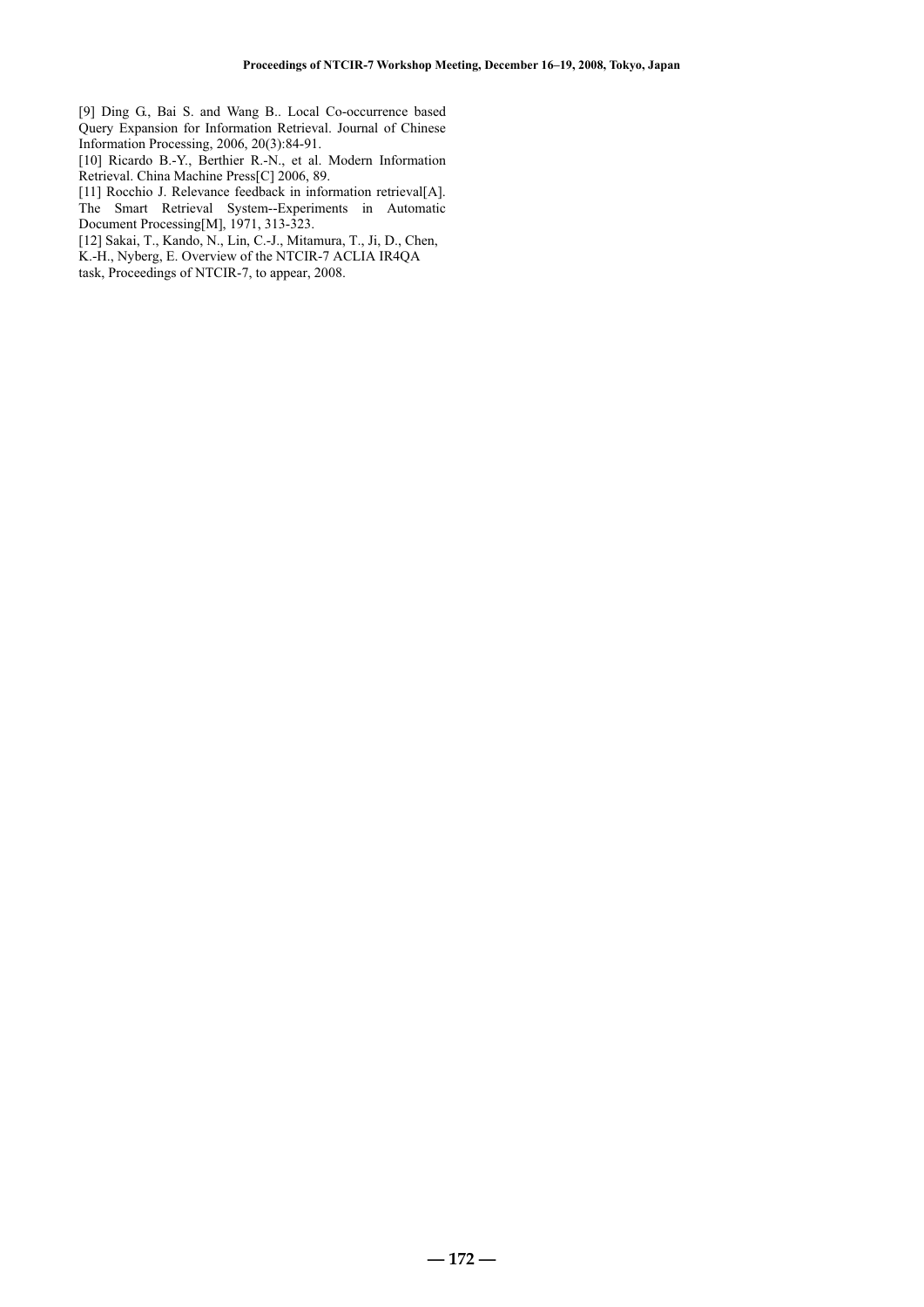[9] Ding G., Bai S. and Wang B.. Local Co-occurrence based Query Expansion for Information Retrieval. Journal of Chinese Information Processing, 2006, 20(3):84-91.

[10] Ricardo B.-Y., Berthier R.-N., et al. Modern Information Retrieval. China Machine Press[C] 2006, 89.

[11] Rocchio J. Relevance feedback in information retrieval[A]. The Smart Retrieval System--Experiments in Automatic Document Processing[M], 1971, 313-323.

[12] Sakai, T., Kando, N., Lin, C.-J., Mitamura, T., Ji, D., Chen, K.-H., Nyberg, E. Overview of the NTCIR-7 ACLIA IR4QA task, Proceedings of NTCIR-7, to appear, 2008.